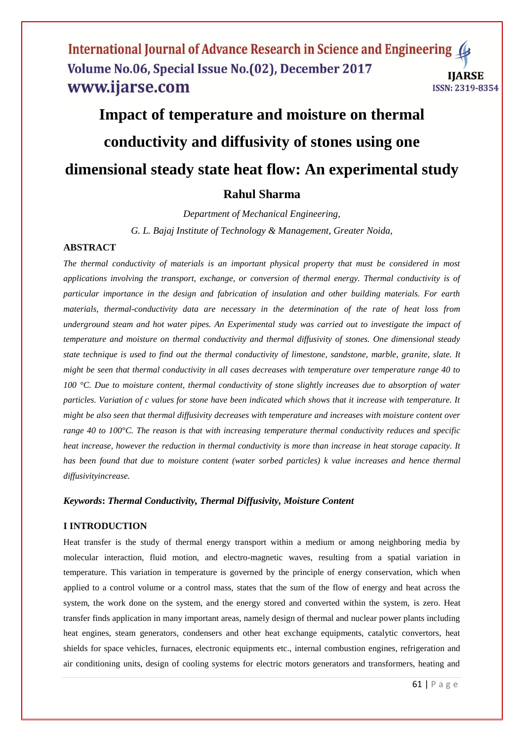# Impact of temperature and moisture on thermal conductivity and diffusivity of stones using one dimensional steady state heat flow: An experimental study

**Rahul Sharma**

*Department of Mechanical Engineering,*

*G. L. Bajaj Institute of Technology & Management, Greater Noida,*

## ABSTRACT

*The thermal conductivity of materials is an important physical property that must be considered in most applications involving the transport, exchange, or conversion of thermal energy. Thermal conductivity is of particular importance in the design and fabrication of insulation and other building materials. For earth materials, thermal-conductivity data are necessary in the determination of the rate of heat loss from underground steam and hot water pipes. An Experimental study was carried out to investigate the impact of temperature and moisture on thermal conductivity and thermal diffusivity of stones. One dimensional steady state technique is used to find out the thermal conductivity of limestone, sandstone, marble, granite, slate. It might be seen that thermal conductivity in all cases decreases with temperature over temperature range 40 to 100 °C. Due to moisture content, thermal conductivity of stone slightly increases due to absorption of water particles. Variation of c values for stone have been indicated which shows that it increase with temperature. It might be also seen that thermal diffusivity decreases with temperature and increases with moisture content over range 40 to 100°C. The reason is that with increasing temperature thermal conductivity reduces and specific heat increase, however the reduction in thermal conductivity is more than increase in heat storage capacity. It has been found that due to moisture content (water sorbed particles) k value increases and hence thermal diffusivityincrease.*

***Keywords*: *Thermal Conductivity, Thermal Diffusivity, Moisture Content***

## I INTRODUCTION

Heat transfer is the study of thermal energy transport within a medium or among neighboring media by molecular interaction, fluid motion, and electro-magnetic waves, resulting from a spatial variation in temperature. This variation in temperature is governed by the principle of energy conservation, which when applied to a control volume or a control mass, states that the sum of the flow of energy and heat across the system, the work done on the system, and the energy stored and converted within the system, is zero. Heat transfer finds application in many important areas, namely design of thermal and nuclear power plants including heat engines, steam generators, condensers and other heat exchange equipments, catalytic convertors, heat shields for space vehicles, furnaces, electronic equipments etc., internal combustion engines, refrigeration and air conditioning units, design of cooling systems for electric motors generators and transformers, heating and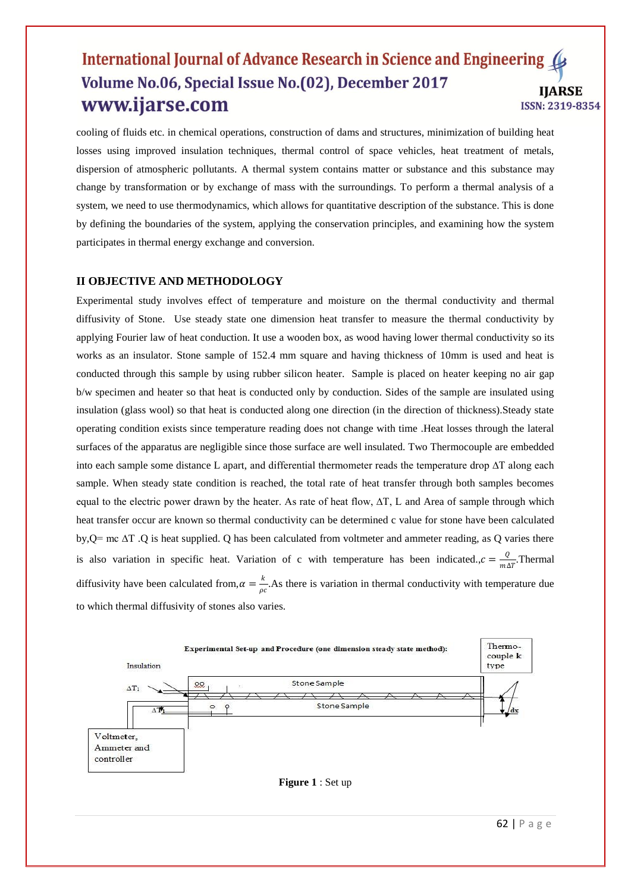cooling of fluids etc. in chemical operations, construction of dams and structures, minimization of building heat losses using improved insulation techniques, thermal control of space vehicles, heat treatment of metals, dispersion of atmospheric pollutants. A thermal system contains matter or substance and this substance may change by transformation or by exchange of mass with the surroundings. To perform a thermal analysis of a system, we need to use thermodynamics, which allows for quantitative description of the substance. This is done by defining the boundaries of the system, applying the conservation principles, and examining how the system participates in thermal energy exchange and conversion.

## II OBJECTIVE AND METHODOLOGY

Experimental study involves effect of temperature and moisture on the thermal conductivity and thermal diffusivity of Stone. Use steady state one dimension heat transfer to measure the thermal conductivity by applying Fourier law of heat conduction. It use a wooden box, as wood having lower thermal conductivity so its works as an insulator. Stone sample of 152.4 mm square and having thickness of 10mm is used and heat is conducted through this sample by using rubber silicon heater. Sample is placed on heater keeping no air gap b/w specimen and heater so that heat is conducted only by conduction. Sides of the sample are insulated using insulation (glass wool) so that heat is conducted along one direction (in the direction of thickness).Steady state operating condition exists since temperature reading does not change with time .Heat losses through the lateral surfaces of the apparatus are negligible since those surface are well insulated. Two Thermocouple are embedded into each sample some distance L apart, and differential thermometer reads the temperature drop $\Delta T$ along each sample. When steady state condition is reached, the total rate of heat transfer through both samples becomes equal to the electric power drawn by the heater. As rate of heat flow, $\Delta T$, L and Area of sample through which heat transfer occur are known so thermal conductivity can be determined c value for stone have been calculated by,Q= mc $\Delta T$ .Q is heat supplied. Q has been calculated from voltmeter and ammeter reading, as Q varies there is also variation in specific heat. Variation of c with temperature has been indicated.,$c = \frac{Q}{m\Delta T}$.Thermal diffusivity have been calculated from,$\alpha = \frac{k}{\rho c}$.As there is variation in thermal conductivity with temperature due to which thermal diffusivity of stones also varies.

Experimental Set-up and Procedure (one dimension steady state method):

Insulation

$\Delta T_1$

Stone Sample

$\Delta T_1$

Stone Sample

Thermo-couple k type

dx

Voltmeter, Ammeter and controller

**Figure 1** : Set up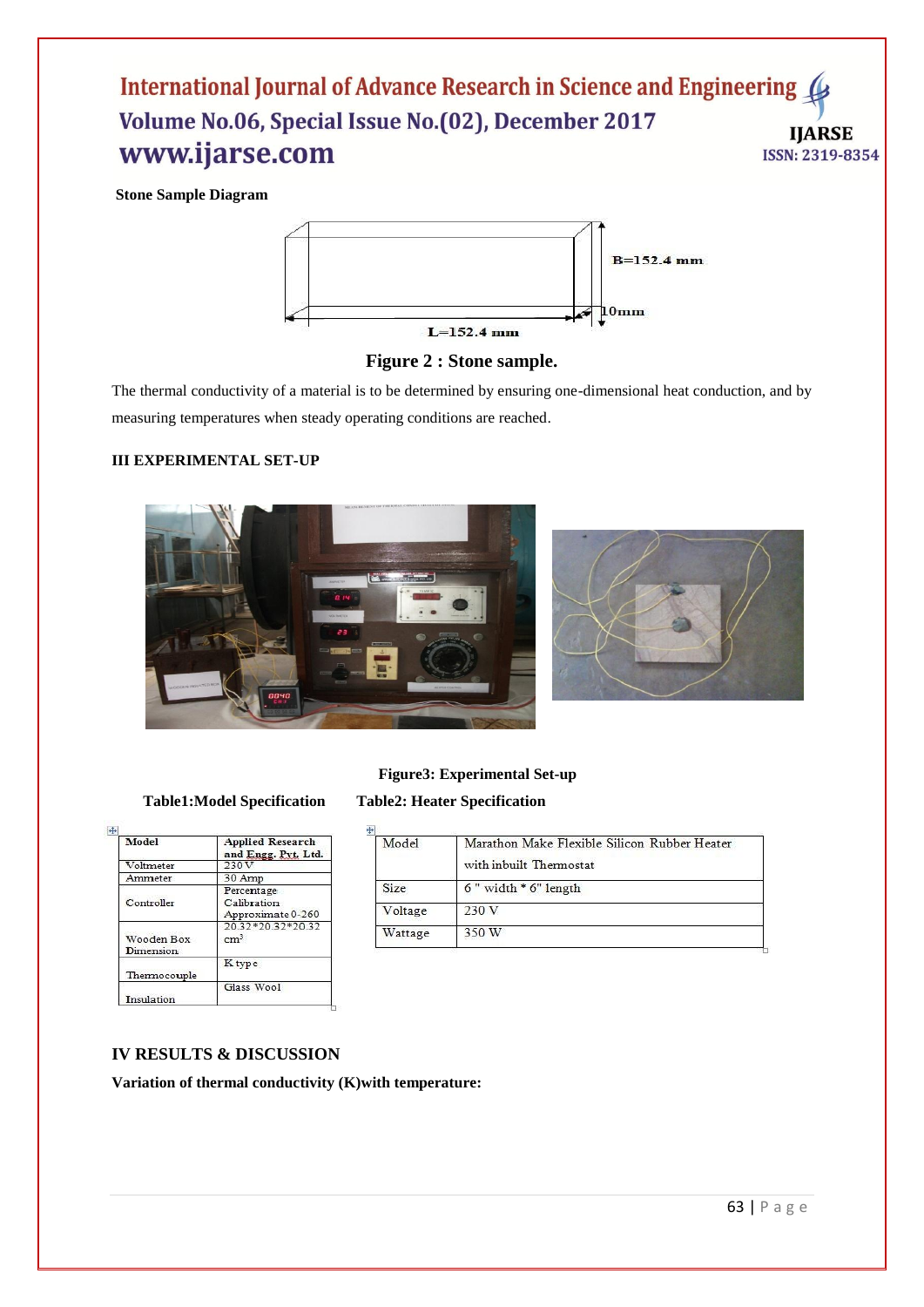**Stone Sample Diagram**

B=152.4 mm

10mm

L=152.4 mm

**Figure 2 : Stone sample.**

The thermal conductivity of a material is to be determined by ensuring one-dimensional heat conduction, and by measuring temperatures when steady operating conditions are reached.

## III EXPERIMENTAL SET-UP

**Figure3: Experimental Set-up**

**Table1:Model Specification**

| Model | Applied Research and Engg. Pvt. Ltd. |
|---|---|
| Voltmeter | 230 V |
| Ammeter | 30 Amp |
| Controller | Percentage Calibration Approximate 0-260 |
| Wooden Box Dimension | 20.32\*20.32\*20.32 $cm^3$ |
| Thermocouple | K type |
| Insulation | Glass Wool |

**Table2: Heater Specification**

| Model | Marathon Make Flexible Silicon Rubber Heater with inbuilt Thermostat |
|---|---|
| Size | 6 " width * 6" length |
| Voltage | 230 V |
| Wattage | 350 W |

## IV RESULTS & DISCUSSION

**Variation of thermal conductivity (K)with temperature:**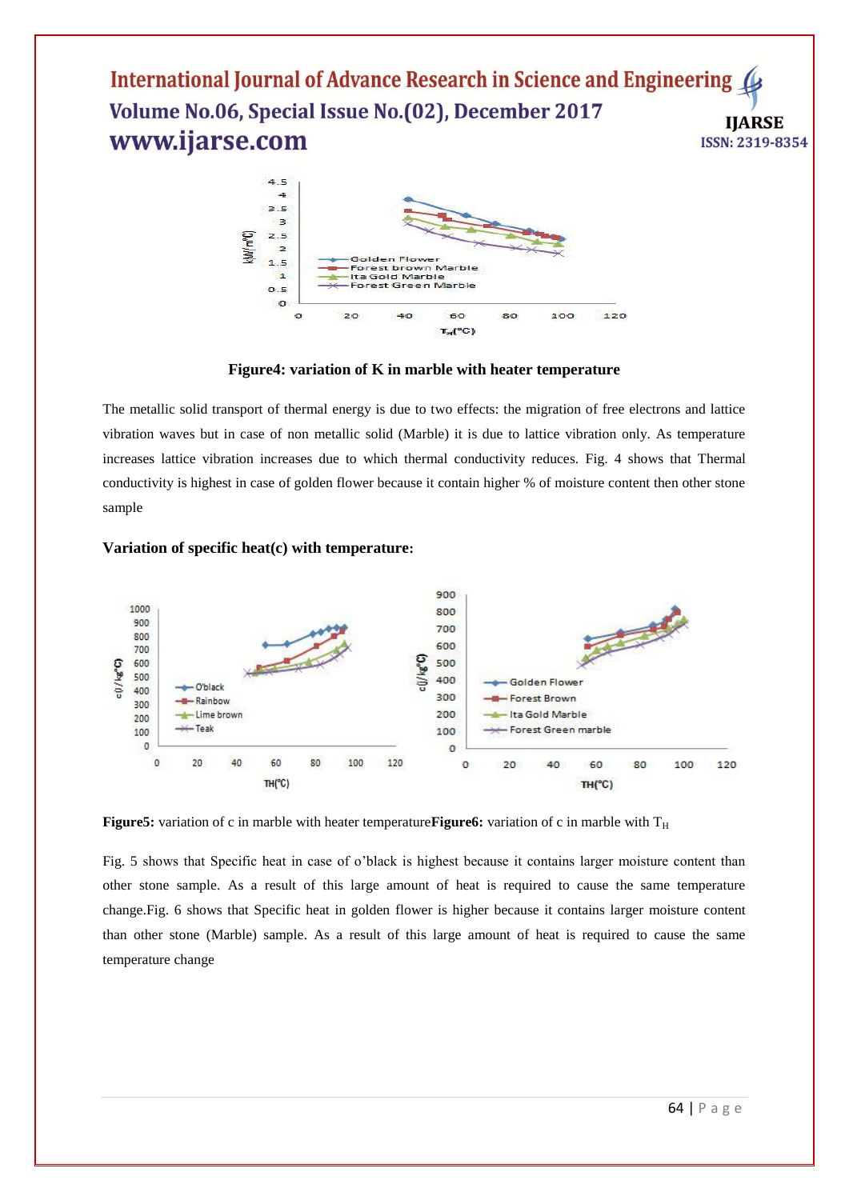**Figure4: variation of K in marble with heater temperature**

The metallic solid transport of thermal energy is due to two effects: the migration of free electrons and lattice vibration waves but in case of non metallic solid (Marble) it is due to lattice vibration only. As temperature increases lattice vibration increases due to which thermal conductivity reduces. Fig. 4 shows that Thermal conductivity is highest in case of golden flower because it contain higher % of moisture content then other stone sample

**Variation of specific heat(c) with temperature:**

**Figure5:** variation of c in marble with heater temperature**Figure6:** variation of c in marble with $T_H$

Fig. 5 shows that Specific heat in case of o'black is highest because it contains larger moisture content than other stone sample. As a result of this large amount of heat is required to cause the same temperature change.Fig. 6 shows that Specific heat in golden flower is higher because it contains larger moisture content than other stone (Marble) sample. As a result of this large amount of heat is required to cause the same temperature change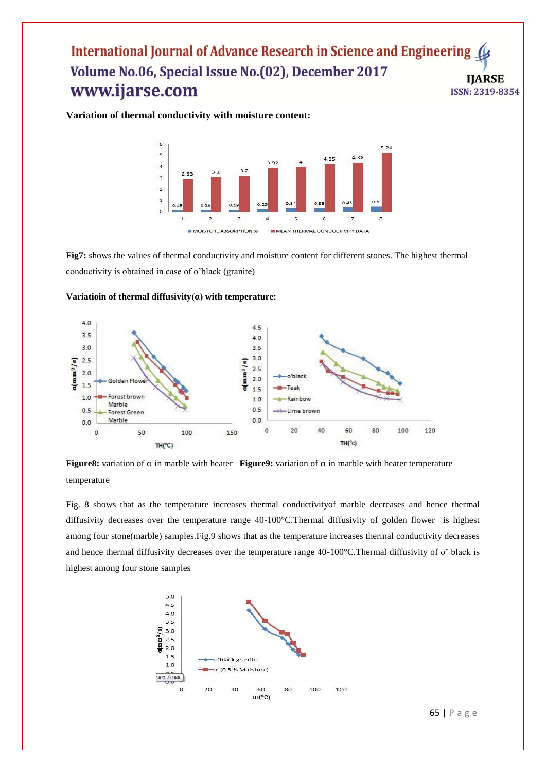**Variation of thermal conductivity with moisture content:**

**Fig7:** shows the values of thermal conductivity and moisture content for different stones. The highest thermal conductivity is obtained in case of o'black (granite)

**Variatioin of thermal diffusivity(α) with temperature:**

**Figure8:** variation of α in marble with heater temperature

**Figure9:** variation of α in marble with heater temperature

Fig. 8 shows that as the temperature increases thermal conductivityof marble decreases and hence thermal diffusivity decreases over the temperature range 40-100°C.Thermal diffusivity of golden flower is highest among four stone(marble) samples.Fig.9 shows that as the temperature increases thermal conductivity decreases and hence thermal diffusivity decreases over the temperature range 40-100°C.Thermal diffusivity of o' black is highest among four stone samples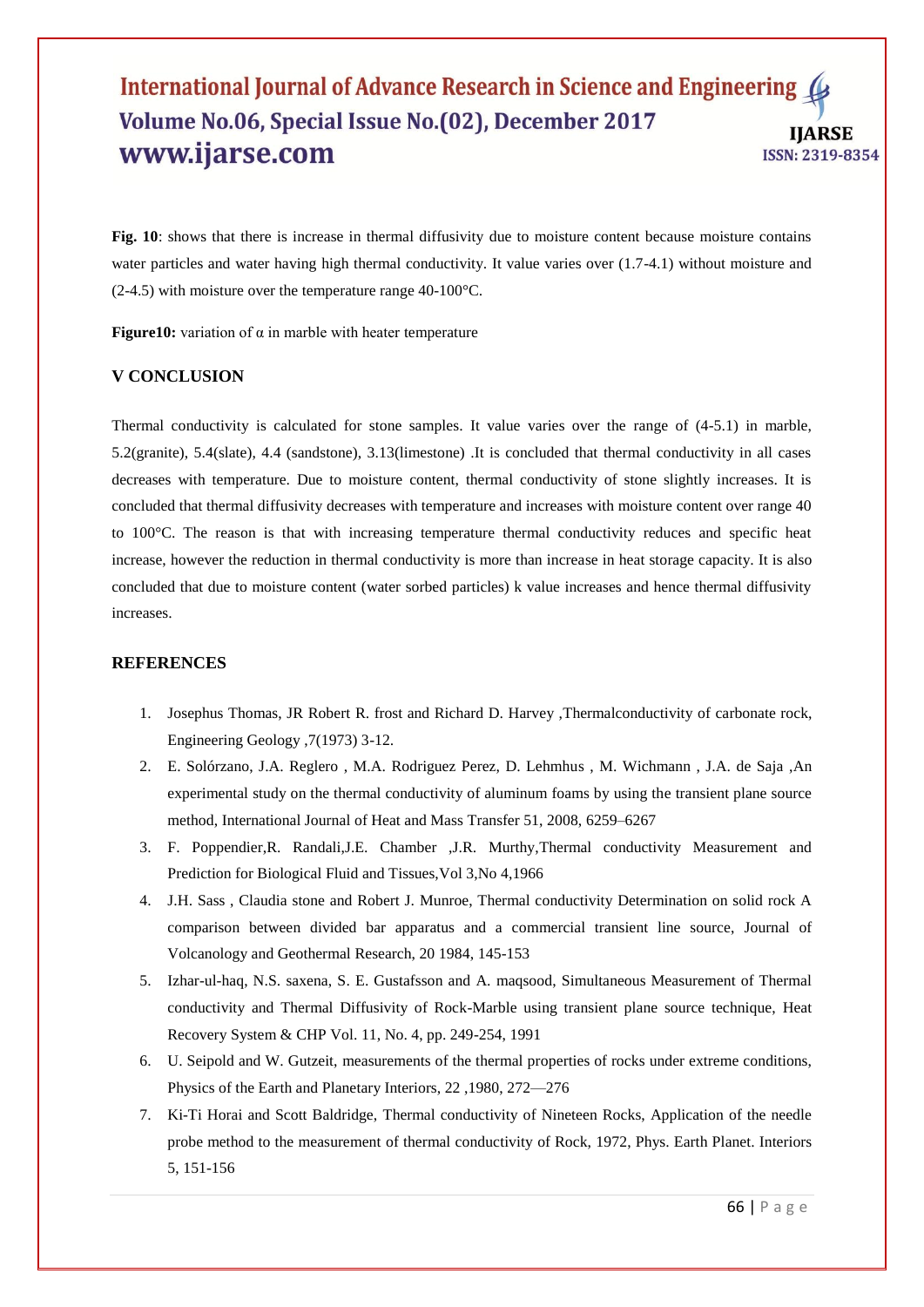**Fig. 10**: shows that there is increase in thermal diffusivity due to moisture content because moisture contains water particles and water having high thermal conductivity. It value varies over (1.7-4.1) without moisture and (2-4.5) with moisture over the temperature range 40-100°C.

**Figure10:** variation of α in marble with heater temperature

## V CONCLUSION

Thermal conductivity is calculated for stone samples. It value varies over the range of (4-5.1) in marble, 5.2(granite), 5.4(slate), 4.4 (sandstone), 3.13(limestone) .It is concluded that thermal conductivity in all cases decreases with temperature. Due to moisture content, thermal conductivity of stone slightly increases. It is concluded that thermal diffusivity decreases with temperature and increases with moisture content over range 40 to 100°C. The reason is that with increasing temperature thermal conductivity reduces and specific heat increase, however the reduction in thermal conductivity is more than increase in heat storage capacity. It is also concluded that due to moisture content (water sorbed particles) k value increases and hence thermal diffusivity increases.

## REFERENCES

1. Josephus Thomas, JR Robert R. frost and Richard D. Harvey ,Thermalconductivity of carbonate rock, Engineering Geology ,7(1973) 3-12.
2. E. Solórzano, J.A. Reglero , M.A. Rodriguez Perez, D. Lehmhus , M. Wichmann , J.A. de Saja ,An experimental study on the thermal conductivity of aluminum foams by using the transient plane source method, International Journal of Heat and Mass Transfer 51, 2008, 6259–6267
3. F. Poppendier,R. Randali,J.E. Chamber ,J.R. Murthy,Thermal conductivity Measurement and Prediction for Biological Fluid and Tissues,Vol 3,No 4,1966
4. J.H. Sass , Claudia stone and Robert J. Munroe, Thermal conductivity Determination on solid rock A comparison between divided bar apparatus and a commercial transient line source, Journal of Volcanology and Geothermal Research, 20 1984, 145-153
5. Izhar-ul-haq, N.S. saxena, S. E. Gustafsson and A. maqsood, Simultaneous Measurement of Thermal conductivity and Thermal Diffusivity of Rock-Marble using transient plane source technique, Heat Recovery System & CHP Vol. 11, No. 4, pp. 249-254, 1991
6. U. Seipold and W. Gutzeit, measurements of the thermal properties of rocks under extreme conditions, Physics of the Earth and Planetary Interiors, 22 ,1980, 272—276
7. Ki-Ti Horai and Scott Baldridge, Thermal conductivity of Nineteen Rocks, Application of the needle probe method to the measurement of thermal conductivity of Rock, 1972, Phys. Earth Planet. Interiors 5, 151-156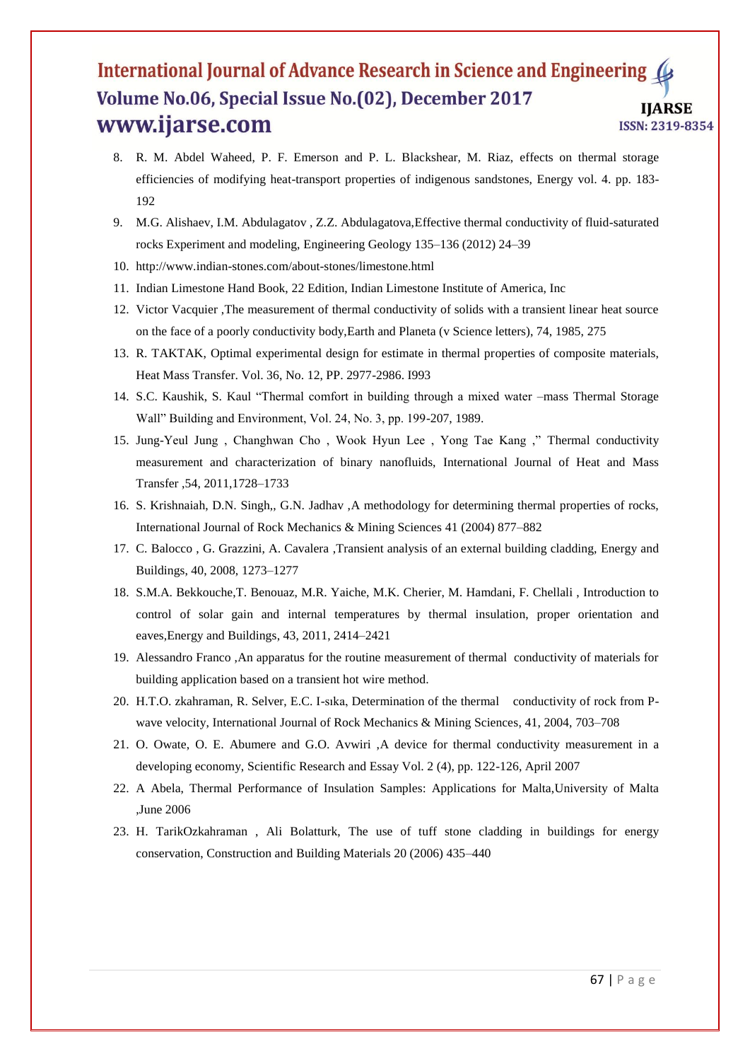8. R. M. Abdel Waheed, P. F. Emerson and P. L. Blackshear, M. Riaz, effects on thermal storage efficiencies of modifying heat-transport properties of indigenous sandstones, Energy vol. 4. pp. 183-192
9. M.G. Alishaev, I.M. Abdulagatov , Z.Z. Abdulagatova,Effective thermal conductivity of fluid-saturated rocks Experiment and modeling, Engineering Geology 135–136 (2012) 24–39
10. http://www.indian-stones.com/about-stones/limestone.html
11. Indian Limestone Hand Book, 22 Edition, Indian Limestone Institute of America, Inc
12. Victor Vacquier ,The measurement of thermal conductivity of solids with a transient linear heat source on the face of a poorly conductivity body,Earth and Planeta (v Science letters), 74, 1985, 275
13. R. TAKTAK, Optimal experimental design for estimate in thermal properties of composite materials, Heat Mass Transfer. Vol. 36, No. 12, PP. 2977-2986. I993
14. S.C. Kaushik, S. Kaul "Thermal comfort in building through a mixed water –mass Thermal Storage Wall" Building and Environment, Vol. 24, No. 3, pp. 199-207, 1989.
15. Jung-Yeul Jung , Changhwan Cho , Wook Hyun Lee , Yong Tae Kang ," Thermal conductivity measurement and characterization of binary nanofluids, International Journal of Heat and Mass Transfer ,54, 2011,1728–1733
16. S. Krishnaiah, D.N. Singh,, G.N. Jadhav ,A methodology for determining thermal properties of rocks, International Journal of Rock Mechanics & Mining Sciences 41 (2004) 877–882
17. C. Balocco , G. Grazzini, A. Cavalera ,Transient analysis of an external building cladding, Energy and Buildings, 40, 2008, 1273–1277
18. S.M.A. Bekkouche,T. Benouaz, M.R. Yaiche, M.K. Cherier, M. Hamdani, F. Chellali , Introduction to control of solar gain and internal temperatures by thermal insulation, proper orientation and eaves,Energy and Buildings, 43, 2011, 2414–2421
19. Alessandro Franco ,An apparatus for the routine measurement of thermal conductivity of materials for building application based on a transient hot wire method.
20. H.T.O. zkahraman, R. Selver, E.C. I-sıka, Determination of the thermal conductivity of rock from P-wave velocity, International Journal of Rock Mechanics & Mining Sciences, 41, 2004, 703–708
21. O. Owate, O. E. Abumere and G.O. Avwiri ,A device for thermal conductivity measurement in a developing economy, Scientific Research and Essay Vol. 2 (4), pp. 122-126, April 2007
22. A Abela, Thermal Performance of Insulation Samples: Applications for Malta,University of Malta ,June 2006
23. H. TarikOzkahraman , Ali Bolatturk, The use of tuff stone cladding in buildings for energy conservation, Construction and Building Materials 20 (2006) 435–440